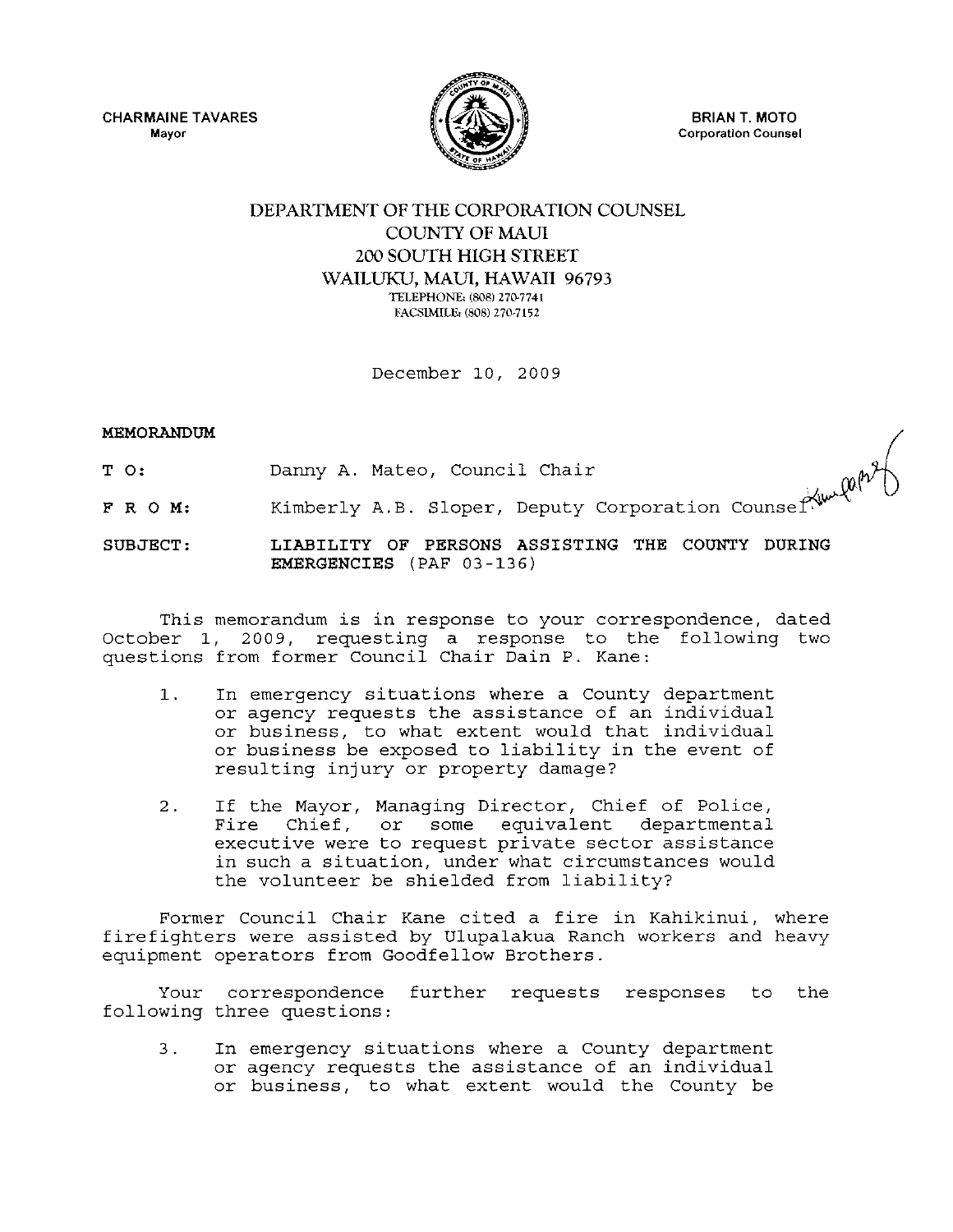CHARMAINE TAVARES
Mayor

BRIAN T. MOTO
Corporation Counsel

# DEPARTMENT OF THE CORPORATION COUNSEL
## COUNTY OF MAUI
## 200 SOUTH HIGH STREET
## WAILUKU, MAUI, HAWAII 96793

TELEPHONE: (808) 270-7741
FACSIMILE: (808) 270-7152

December 10, 2009

**MEMORANDUM**

**T O:** Danny A. Mateo, Council Chair

**F R O M:** Kimberly A.B. Sloper, Deputy Corporation Counsel

**SUBJECT:** **LIABILITY OF PERSONS ASSISTING THE COUNTY DURING EMERGENCIES** (PAF 03-136)

This memorandum is in response to your correspondence, dated October 1, 2009, requesting a response to the following two questions from former Council Chair Dain P. Kane:

1. In emergency situations where a County department or agency requests the assistance of an individual or business, to what extent would that individual or business be exposed to liability in the event of resulting injury or property damage?

2. If the Mayor, Managing Director, Chief of Police, Fire Chief, or some equivalent departmental executive were to request private sector assistance in such a situation, under what circumstances would the volunteer be shielded from liability?

Former Council Chair Kane cited a fire in Kahikinui, where firefighters were assisted by Ulupalakua Ranch workers and heavy equipment operators from Goodfellow Brothers.

Your correspondence further requests responses to the following three questions:

3. In emergency situations where a County department or agency requests the assistance of an individual or business, to what extent would the County be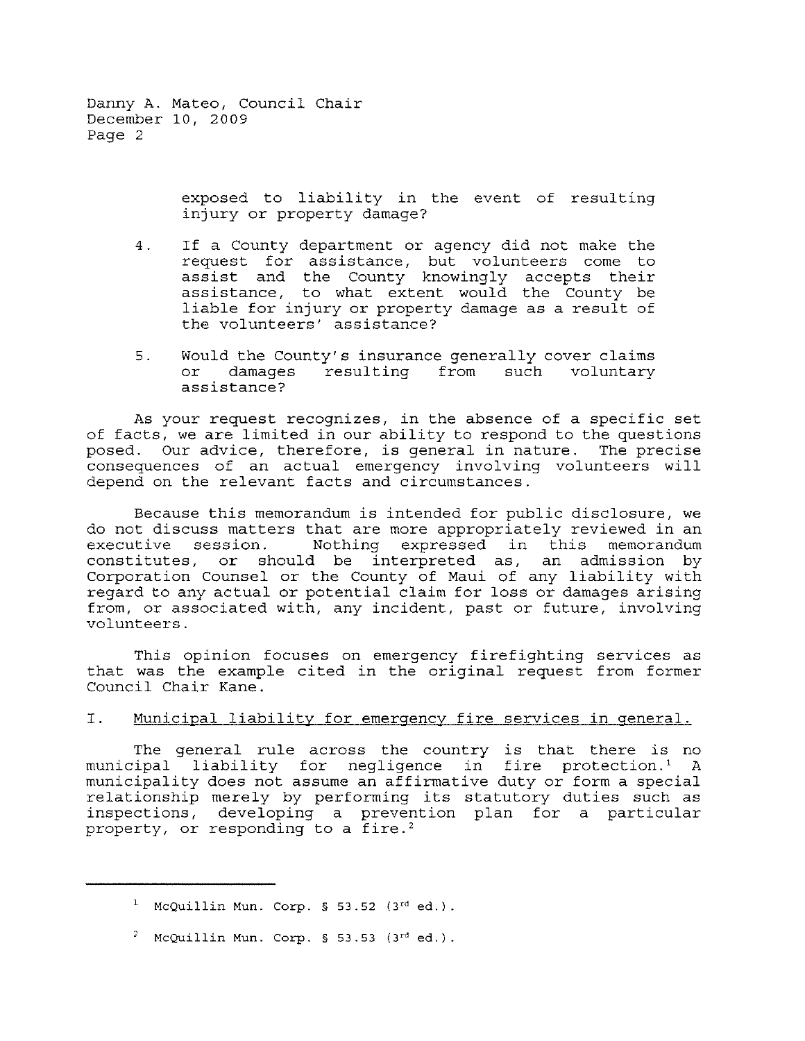exposed to liability in the event of resulting injury or property damage?

4. If a County department or agency did not make the request for assistance, but volunteers come to assist and the County knowingly accepts their assistance, to what extent would the County be liable for injury or property damage as a result of the volunteers' assistance?

5. Would the County's insurance generally cover claims or damages resulting from such voluntary assistance?

As your request recognizes, in the absence of a specific set of facts, we are limited in our ability to respond to the questions posed. Our advice, therefore, is general in nature. The precise consequences of an actual emergency involving volunteers will depend on the relevant facts and circumstances.

Because this memorandum is intended for public disclosure, we do not discuss matters that are more appropriately reviewed in an executive session. Nothing expressed in this memorandum constitutes, or should be interpreted as, an admission by Corporation Counsel or the County of Maui of any liability with regard to any actual or potential claim for loss or damages arising from, or associated with, any incident, past or future, involving volunteers.

This opinion focuses on emergency firefighting services as that was the example cited in the original request from former Council Chair Kane.

## I. Municipal liability for emergency fire services in general.

The general rule across the country is that there is no municipal liability for negligence in fire protection.[1] A municipality does not assume an affirmative duty or form a special relationship merely by performing its statutory duties such as inspections, developing a prevention plan for a particular property, or responding to a fire.[2]

---

[1] McQuillin Mun. Corp. § 53.52 (3rd ed.).

[2] McQuillin Mun. Corp. § 53.53 (3rd ed.).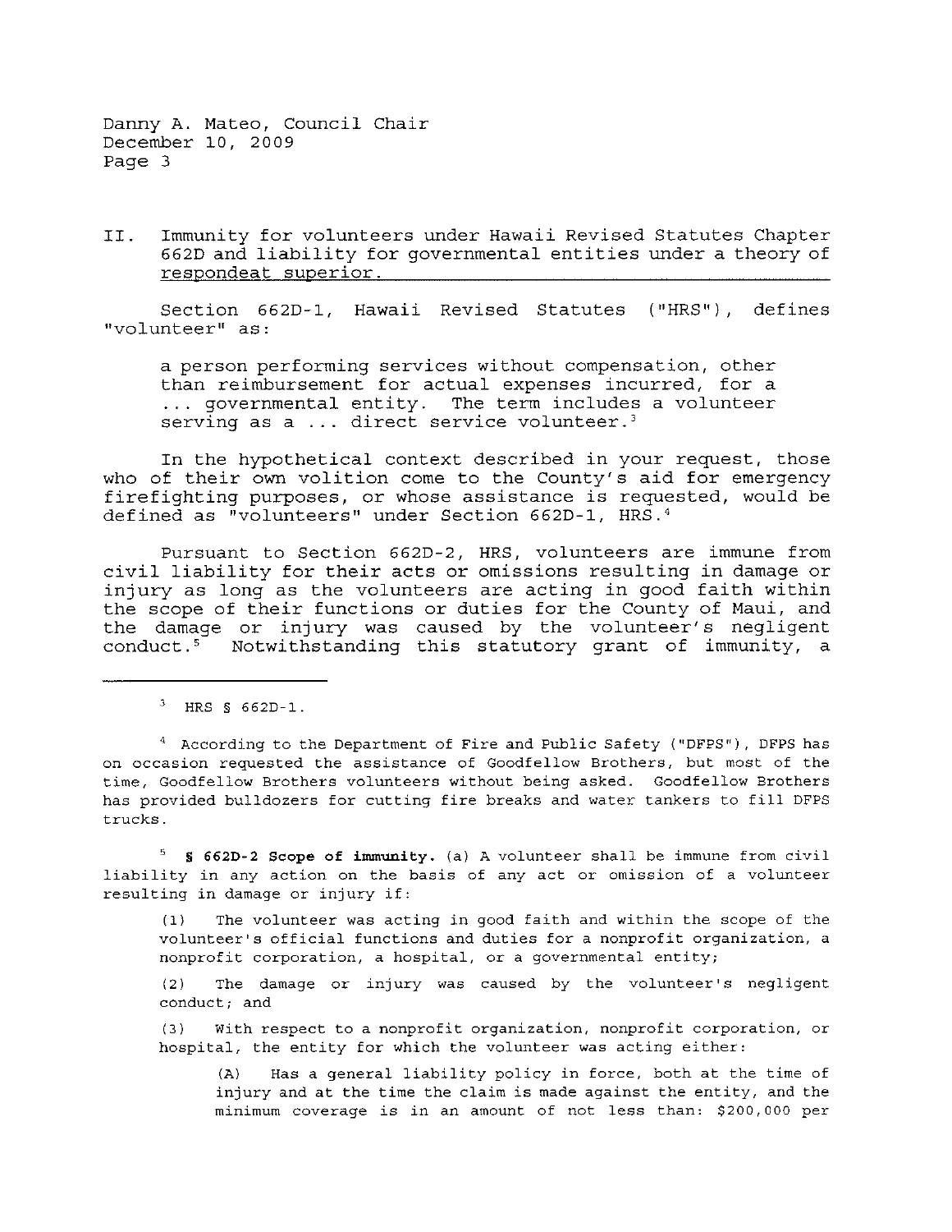II. Immunity for volunteers under Hawaii Revised Statutes Chapter 662D and liability for governmental entities under a theory of respondeat superior.

Section 662D-1, Hawaii Revised Statutes ("HRS"), defines "volunteer" as:

> a person performing services without compensation, other than reimbursement for actual expenses incurred, for a ... governmental entity. The term includes a volunteer serving as a ... direct service volunteer.[3]

In the hypothetical context described in your request, those who of their own volition come to the County's aid for emergency firefighting purposes, or whose assistance is requested, would be defined as "volunteers" under Section 662D-1, HRS.[4]

Pursuant to Section 662D-2, HRS, volunteers are immune from civil liability for their acts or omissions resulting in damage or injury as long as the volunteers are acting in good faith within the scope of their functions or duties for the County of Maui, and the damage or injury was caused by the volunteer's negligent conduct.[5] Notwithstanding this statutory grant of immunity, a

---

[3] HRS § 662D-1.

[4] According to the Department of Fire and Public Safety ("DFPS"), DFPS has on occasion requested the assistance of Goodfellow Brothers, but most of the time, Goodfellow Brothers volunteers without being asked. Goodfellow Brothers has provided bulldozers for cutting fire breaks and water tankers to fill DFPS trucks.

[5] **§ 662D-2 Scope of immunity.** (a) A volunteer shall be immune from civil liability in any action on the basis of any act or omission of a volunteer resulting in damage or injury if:

> (1) The volunteer was acting in good faith and within the scope of the volunteer's official functions and duties for a nonprofit organization, a nonprofit corporation, a hospital, or a governmental entity;
>
> (2) The damage or injury was caused by the volunteer's negligent conduct; and
>
> (3) With respect to a nonprofit organization, nonprofit corporation, or hospital, the entity for which the volunteer was acting either:
>
> > (A) Has a general liability policy in force, both at the time of injury and at the time the claim is made against the entity, and the minimum coverage is in an amount of not less than: $200,000 per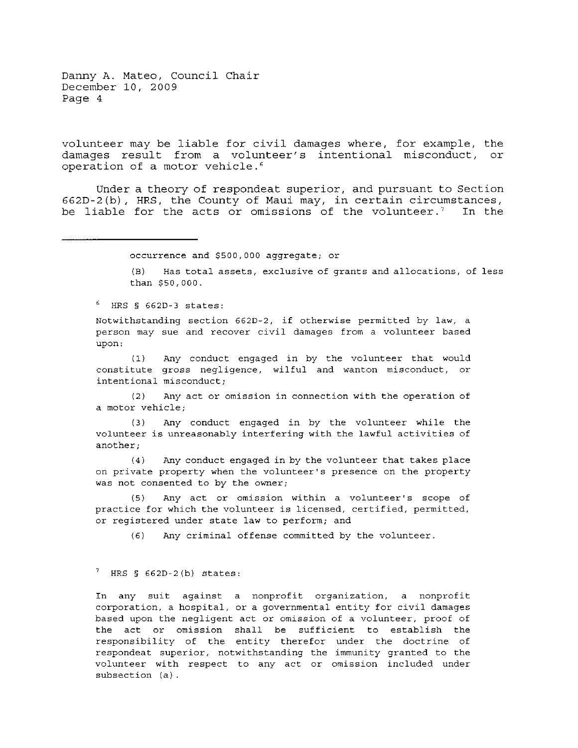volunteer may be liable for civil damages where, for example, the damages result from a volunteer's intentional misconduct, or operation of a motor vehicle.[6]

Under a theory of respondeat superior, and pursuant to Section 662D-2(b), HRS, the County of Maui may, in certain circumstances, be liable for the acts or omissions of the volunteer.[7] In the

---

occurrence and $500,000 aggregate; or

(B) Has total assets, exclusive of grants and allocations, of less than $50,000.

[6] HRS § 662D-3 states:

Notwithstanding section 662D-2, if otherwise permitted by law, a person may sue and recover civil damages from a volunteer based upon:

(1) Any conduct engaged in by the volunteer that would constitute gross negligence, wilful and wanton misconduct, or intentional misconduct;

(2) Any act or omission in connection with the operation of a motor vehicle;

(3) Any conduct engaged in by the volunteer while the volunteer is unreasonably interfering with the lawful activities of another;

(4) Any conduct engaged in by the volunteer that takes place on private property when the volunteer's presence on the property was not consented to by the owner;

(5) Any act or omission within a volunteer's scope of practice for which the volunteer is licensed, certified, permitted, or registered under state law to perform; and

(6) Any criminal offense committed by the volunteer.

[7] HRS § 662D-2(b) states:

In any suit against a nonprofit organization, a nonprofit corporation, a hospital, or a governmental entity for civil damages based upon the negligent act or omission of a volunteer, proof of the act or omission shall be sufficient to establish the responsibility of the entity therefor under the doctrine of respondeat superior, notwithstanding the immunity granted to the volunteer with respect to any act or omission included under subsection (a).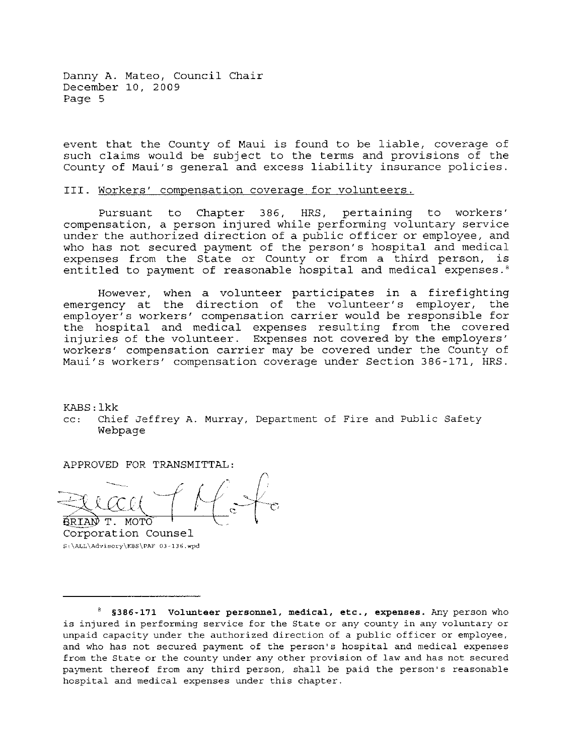event that the County of Maui is found to be liable, coverage of such claims would be subject to the terms and provisions of the County of Maui's general and excess liability insurance policies.

III. Workers' compensation coverage for volunteers.

Pursuant to Chapter 386, HRS, pertaining to workers' compensation, a person injured while performing voluntary service under the authorized direction of a public officer or employee, and who has not secured payment of the person's hospital and medical expenses from the State or County or from a third person, is entitled to payment of reasonable hospital and medical expenses.[8]

However, when a volunteer participates in a firefighting emergency at the direction of the volunteer's employer, the employer's workers' compensation carrier would be responsible for the hospital and medical expenses resulting from the covered injuries of the volunteer. Expenses not covered by the employers' workers' compensation carrier may be covered under the County of Maui's workers' compensation coverage under Section 386-171, HRS.

KABS:lkk
cc: Chief Jeffrey A. Murray, Department of Fire and Public Safety
Webpage

APPROVED FOR TRANSMITTAL:

BRIAN T. MOTO
Corporation Counsel

S:\ALL\Advisory\KBS\PAF 03-136.wpd

---

[8] **§386-171 Volunteer personnel, medical, etc., expenses.** Any person who is injured in performing service for the State or any county in any voluntary or unpaid capacity under the authorized direction of a public officer or employee, and who has not secured payment of the person's hospital and medical expenses from the State or the county under any other provision of law and has not secured payment thereof from any third person, shall be paid the person's reasonable hospital and medical expenses under this chapter.